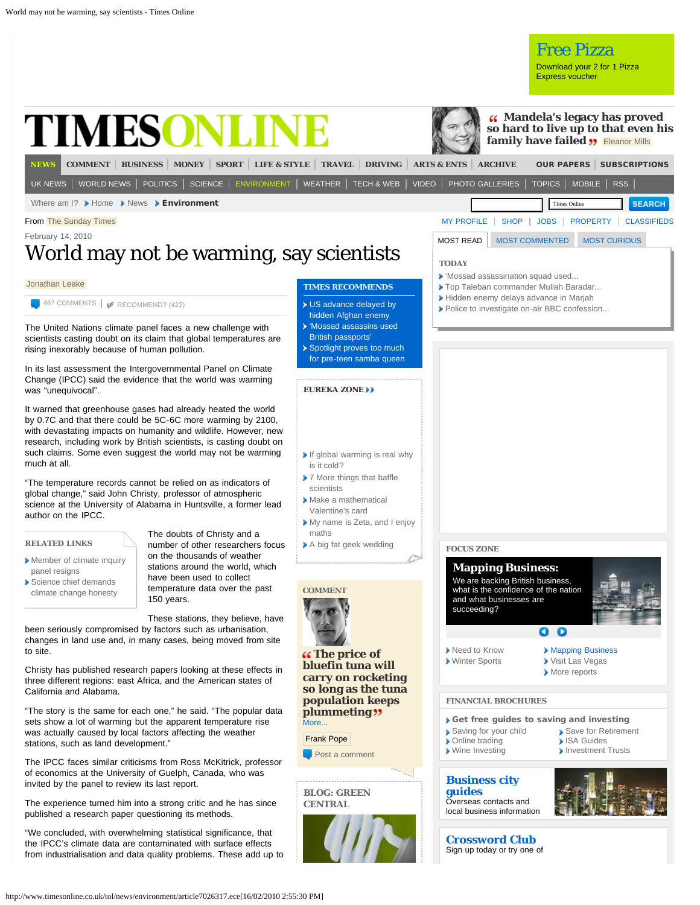From The Sunday Times

February 14, 2010

# World may not be warming, say scientists

Jonathan Leake

467 COMMENTS | RECOMMEND? (422)

The United Nations climate panel faces a new challenge with scientists casting doubt on its claim that global temperatures are rising inexorably because of human pollution.

In its last assessment the Intergovernmental Panel on Climate Change (IPCC) said the evidence that the world was warming was "unequivocal".

It warned that greenhouse gases had already heated the world by 0.7C and that there could be 5C-6C more warming by 2100, with devastating impacts on humanity and wildlife. However, new research, including work by British scientists, is casting doubt on such claims. Some even suggest the world may not be warming much at all.

"The temperature records cannot be relied on as indicators of global change," said John Christy, professor of atmospheric science at the University of Alabama in Huntsville, a former lead author on the IPCC.

The doubts of Christy and a number of other researchers focus on the thousands of weather stations around the world, which have been used to collect temperature data over the past 150 years.

These stations, they believe, have been seriously compromised by factors such as urbanisation, changes in land use and, in many cases, being moved from site to site.

Christy has published research papers looking at these effects in three different regions: east Africa, and the American states of California and Alabama.

"The story is the same for each one," he said. "The popular data sets show a lot of warming but the apparent temperature rise was actually caused by local factors affecting the weather stations, such as land development."

The IPCC faces similar criticisms from Ross McKitrick, professor of economics at the University of Guelph, Canada, who was invited by the panel to review its last report.

The experience turned him into a strong critic and he has since published a research paper questioning its methods.

"We concluded, with overwhelming statistical significance, that the IPCC's climate data are contaminated with surface effects from industrialisation and data quality problems. These add up to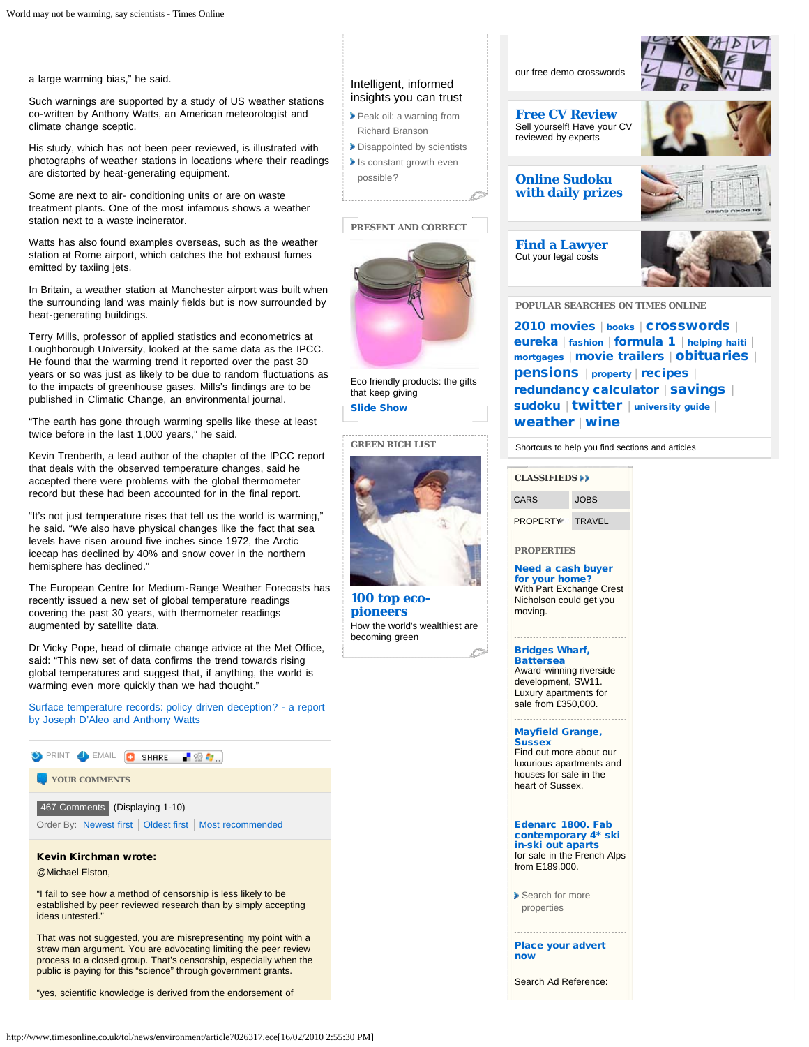a large warming bias," he said.

Such warnings are supported by a study of US weather stations co-written by Anthony Watts, an American meteorologist and climate change sceptic.

His study, which has not been peer reviewed, is illustrated with photographs of weather stations in locations where their readings are distorted by heat-generating equipment.

Some are next to air- conditioning units or are on waste treatment plants. One of the most infamous shows a weather station next to a waste incinerator.

Watts has also found examples overseas, such as the weather station at Rome airport, which catches the hot exhaust fumes emitted by taxiing jets.

In Britain, a weather station at Manchester airport was built when the surrounding land was mainly fields but is now surrounded by heat-generating buildings.

Terry Mills, professor of applied statistics and econometrics at Loughborough University, looked at the same data as the IPCC. He found that the warming trend it reported over the past 30 years or so was just as likely to be due to random fluctuations as to the impacts of greenhouse gases. Mills's findings are to be published in Climatic Change, an environmental journal.

"The earth has gone through warming spells like these at least twice before in the last 1,000 years," he said.

Kevin Trenberth, a lead author of the chapter of the IPCC report that deals with the observed temperature changes, said he accepted there were problems with the global thermometer record but these had been accounted for in the final report.

"It's not just temperature rises that tell us the world is warming," he said. "We also have physical changes like the fact that sea levels have risen around five inches since 1972, the Arctic icecap has declined by 40% and snow cover in the northern hemisphere has declined."

The European Centre for Medium-Range Weather Forecasts has recently issued a new set of global temperature readings covering the past 30 years, with thermometer readings augmented by satellite data.

Dr Vicky Pope, head of climate change advice at the Met Office, said: "This new set of data confirms the trend towards rising global temperatures and suggest that, if anything, the world is warming even more quickly than we had thought."

Surface temperature records: policy driven deception? - a report by Joseph D'Aleo and Anthony Watts

PRINT EMAIL SHARE

### YOUR COMMENTS

467 Comments (Displaying 1-10)

Order By: Newest first | Oldest first | Most recommended

**Kevin Kirchman wrote:**

@Michael Elston,

"I fail to see how a method of censorship is less likely to be established by peer reviewed research than by simply accepting ideas untested."

That was not suggested, you are misrepresenting my point with a straw man argument. You are advocating limiting the peer review process to a closed group. That's censorship, especially when the public is paying for this "science" through government grants.

"yes, scientific knowledge is derived from the endorsement of

Intelligent, informed insights you can trust

- Peak oil: a warning from Richard Branson
- Disappointed by scientists
- Is constant growth even possible?

PRESENT AND CORRECT

Eco friendly products: the gifts that keep giving

Slide Show

GREEN RICH LIST

**100 top eco-pioneers**

How the world's wealthiest are becoming green

our free demo crosswords

**Free CV Review**
Sell yourself! Have your CV reviewed by experts

**Online Sudoku with daily prizes**

**Find a Lawyer**
Cut your legal costs

POPULAR SEARCHES ON TIMES ONLINE

2010 movies | books | crosswords | eureka | fashion | formula 1 | helping haiti | mortgages | movie trailers | obituaries | pensions | property | recipes | redundancy calculator | savings | sudoku | twitter | university guide | weather | wine

Shortcuts to help you find sections and articles

CLASSIFIEDS

| CARS | JOBS |
| --- | --- |
| PROPERTY | TRAVEL |

PROPERTIES

**Need a cash buyer for your home?**
With Part Exchange Crest Nicholson could get you moving.

**Bridges Wharf, Battersea**
Award-winning riverside development, SW11. Luxury apartments for sale from £350,000.

**Mayfield Grange, Sussex**
Find out more about our luxurious apartments and houses for sale in the heart of Sussex.

**Edenarc 1800. Fab contemporary 4* ski in-ski out aparts**
for sale in the French Alps from E189,000.

Search for more properties

**Place your advert now**

Search Ad Reference: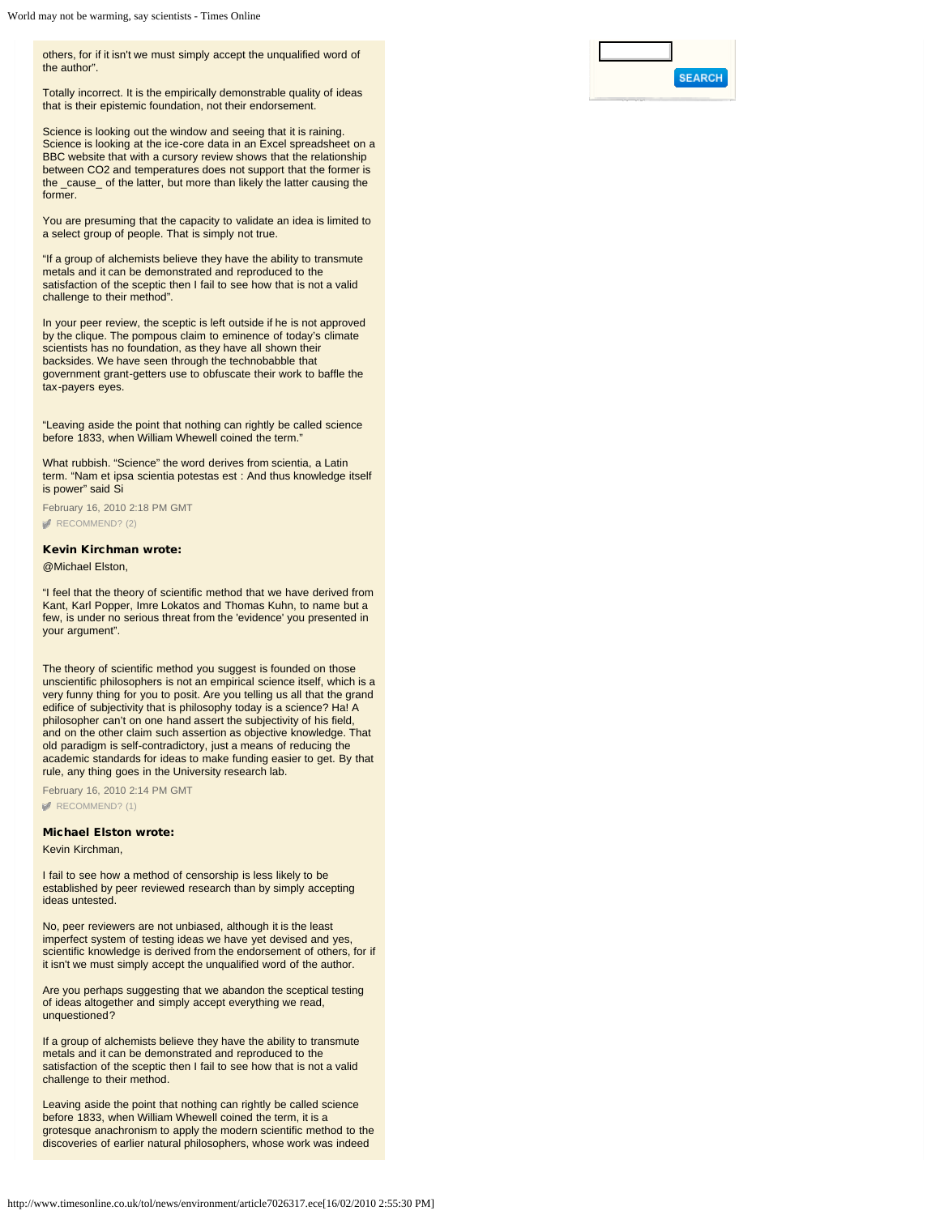others, for if it isn't we must simply accept the unqualified word of the author".

Totally incorrect. It is the empirically demonstrable quality of ideas that is their epistemic foundation, not their endorsement.

Science is looking out the window and seeing that it is raining. Science is looking at the ice-core data in an Excel spreadsheet on a BBC website that with a cursory review shows that the relationship between CO2 and temperatures does not support that the former is the _cause_ of the latter, but more than likely the latter causing the former.

You are presuming that the capacity to validate an idea is limited to a select group of people. That is simply not true.

"If a group of alchemists believe they have the ability to transmute metals and it can be demonstrated and reproduced to the satisfaction of the sceptic then I fail to see how that is not a valid challenge to their method".

In your peer review, the sceptic is left outside if he is not approved by the clique. The pompous claim to eminence of today's climate scientists has no foundation, as they have all shown their backsides. We have seen through the technobabble that government grant-getters use to obfuscate their work to baffle the tax-payers eyes.

"Leaving aside the point that nothing can rightly be called science before 1833, when William Whewell coined the term."

What rubbish. "Science" the word derives from scientia, a Latin term. "Nam et ipsa scientia potestas est : And thus knowledge itself is power" said Si

February 16, 2010 2:18 PM GMT

RECOMMEND? (2)

**Kevin Kirchman wrote:**

@Michael Elston,

"I feel that the theory of scientific method that we have derived from Kant, Karl Popper, Imre Lokatos and Thomas Kuhn, to name but a few, is under no serious threat from the 'evidence' you presented in your argument".

The theory of scientific method you suggest is founded on those unscientific philosophers is not an empirical science itself, which is a very funny thing for you to posit. Are you telling us all that the grand edifice of subjectivity that is philosophy today is a science? Ha! A philosopher can't on one hand assert the subjectivity of his field, and on the other claim such assertion as objective knowledge. That old paradigm is self-contradictory, just a means of reducing the academic standards for ideas to make funding easier to get. By that rule, any thing goes in the University research lab.

February 16, 2010 2:14 PM GMT

RECOMMEND? (1)

**Michael Elston wrote:**

Kevin Kirchman,

I fail to see how a method of censorship is less likely to be established by peer reviewed research than by simply accepting ideas untested.

No, peer reviewers are not unbiased, although it is the least imperfect system of testing ideas we have yet devised and yes, scientific knowledge is derived from the endorsement of others, for if it isn't we must simply accept the unqualified word of the author.

Are you perhaps suggesting that we abandon the sceptical testing of ideas altogether and simply accept everything we read, unquestioned?

If a group of alchemists believe they have the ability to transmute metals and it can be demonstrated and reproduced to the satisfaction of the sceptic then I fail to see how that is not a valid challenge to their method.

Leaving aside the point that nothing can rightly be called science before 1833, when William Whewell coined the term, it is a grotesque anachronism to apply the modern scientific method to the discoveries of earlier natural philosophers, whose work was indeed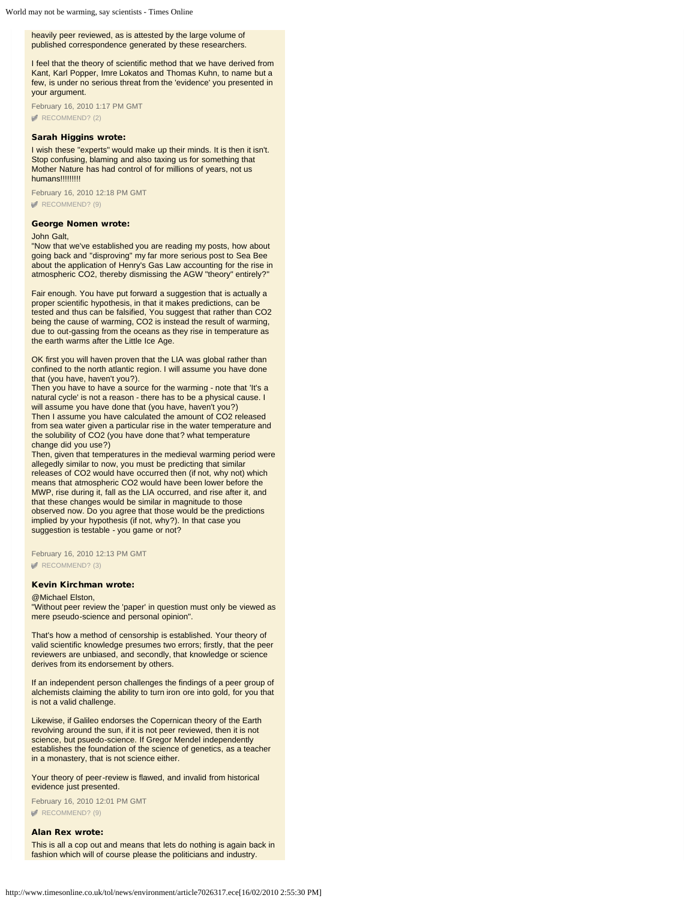heavily peer reviewed, as is attested by the large volume of published correspondence generated by these researchers.

I feel that the theory of scientific method that we have derived from Kant, Karl Popper, Imre Lokatos and Thomas Kuhn, to name but a few, is under no serious threat from the 'evidence' you presented in your argument.

February 16, 2010 1:17 PM GMT

RECOMMEND? (2)

**Sarah Higgins wrote:**

I wish these "experts" would make up their minds. It is then it isn't. Stop confusing, blaming and also taxing us for something that Mother Nature has had control of for millions of years, not us humans!!!!!!!!!

February 16, 2010 12:18 PM GMT

RECOMMEND? (9)

**George Nomen wrote:**

John Galt,

"Now that we've established you are reading my posts, how about going back and "disproving" my far more serious post to Sea Bee about the application of Henry's Gas Law accounting for the rise in atmospheric CO2, thereby dismissing the AGW "theory" entirely?"

Fair enough. You have put forward a suggestion that is actually a proper scientific hypothesis, in that it makes predictions, can be tested and thus can be falsified, You suggest that rather than CO2 being the cause of warming, CO2 is instead the result of warming, due to out-gassing from the oceans as they rise in temperature as the earth warms after the Little Ice Age.

OK first you will haven proven that the LIA was global rather than confined to the north atlantic region. I will assume you have done that (you have, haven't you?).
Then you have to have a source for the warming - note that 'It's a natural cycle' is not a reason - there has to be a physical cause. I will assume you have done that (you have, haven't you?)
Then I assume you have calculated the amount of CO2 released from sea water given a particular rise in the water temperature and the solubility of CO2 (you have done that? what temperature change did you use?)
Then, given that temperatures in the medieval warming period were allegedly similar to now, you must be predicting that similar releases of CO2 would have occurred then (if not, why not) which means that atmospheric CO2 would have been lower before the MWP, rise during it, fall as the LIA occurred, and rise after it, and that these changes would be similar in magnitude to those observed now. Do you agree that those would be the predictions implied by your hypothesis (if not, why?). In that case you suggestion is testable - you game or not?

February 16, 2010 12:13 PM GMT

RECOMMEND? (3)

**Kevin Kirchman wrote:**

@Michael Elston,

"Without peer review the 'paper' in question must only be viewed as mere pseudo-science and personal opinion".

That's how a method of censorship is established. Your theory of valid scientific knowledge presumes two errors; firstly, that the peer reviewers are unbiased, and secondly, that knowledge or science derives from its endorsement by others.

If an independent person challenges the findings of a peer group of alchemists claiming the ability to turn iron ore into gold, for you that is not a valid challenge.

Likewise, if Galileo endorses the Copernican theory of the Earth revolving around the sun, if it is not peer reviewed, then it is not science, but psuedo-science. If Gregor Mendel independently establishes the foundation of the science of genetics, as a teacher in a monastery, that is not science either.

Your theory of peer-review is flawed, and invalid from historical evidence just presented.

February 16, 2010 12:01 PM GMT

RECOMMEND? (9)

**Alan Rex wrote:**

This is all a cop out and means that lets do nothing is again back in fashion which will of course please the politicians and industry.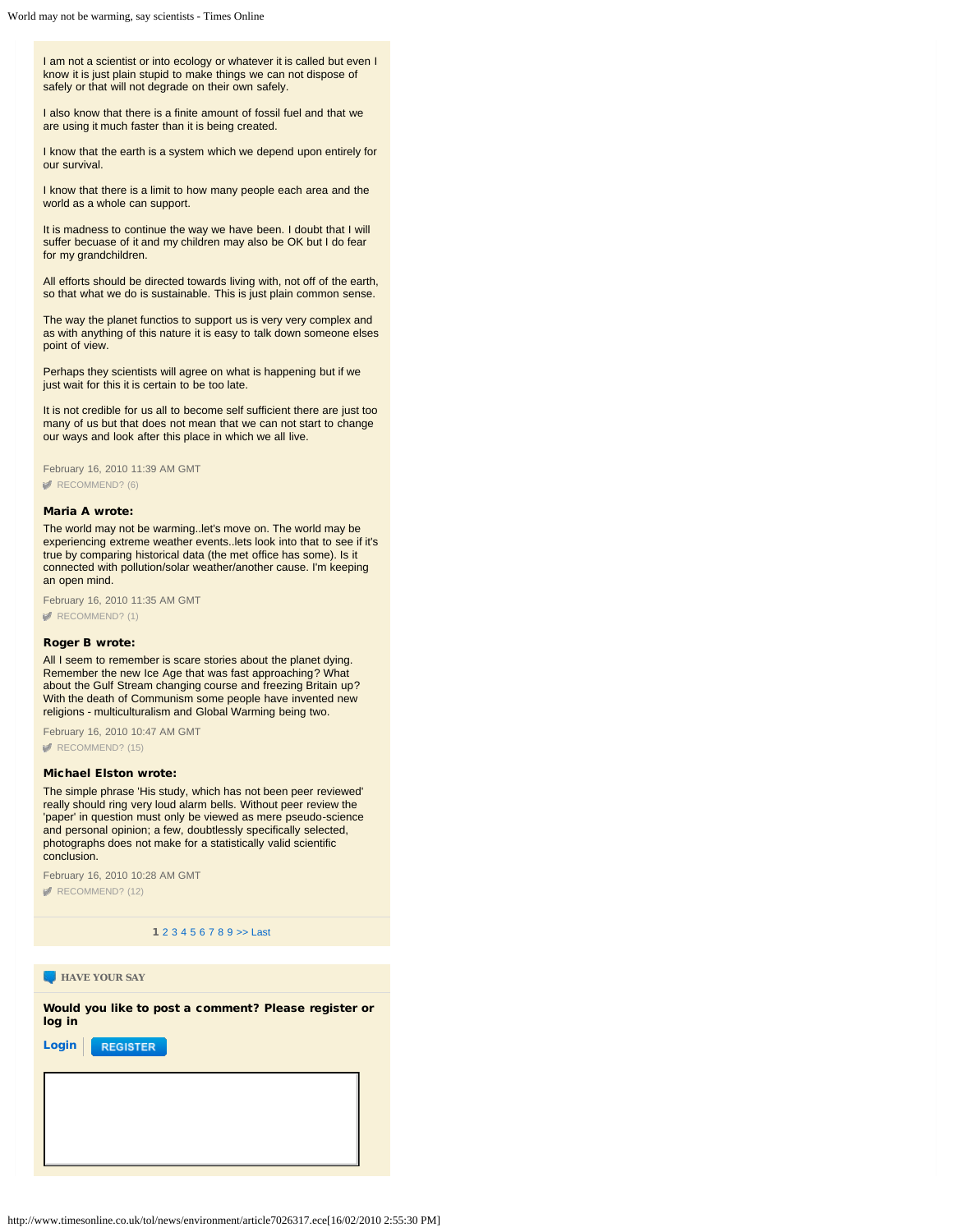I am not a scientist or into ecology or whatever it is called but even I know it is just plain stupid to make things we can not dispose of safely or that will not degrade on their own safely.

I also know that there is a finite amount of fossil fuel and that we are using it much faster than it is being created.

I know that the earth is a system which we depend upon entirely for our survival.

I know that there is a limit to how many people each area and the world as a whole can support.

It is madness to continue the way we have been. I doubt that I will suffer becuase of it and my children may also be OK but I do fear for my grandchildren.

All efforts should be directed towards living with, not off of the earth, so that what we do is sustainable. This is just plain common sense.

The way the planet functios to support us is very very complex and as with anything of this nature it is easy to talk down someone elses point of view.

Perhaps they scientists will agree on what is happening but if we just wait for this it is certain to be too late.

It is not credible for us all to become self sufficient there are just too many of us but that does not mean that we can not start to change our ways and look after this place in which we all live.

February 16, 2010 11:39 AM GMT

RECOMMEND? (6)

**Maria A wrote:**

The world may not be warming..let's move on. The world may be experiencing extreme weather events..lets look into that to see if it's true by comparing historical data (the met office has some). Is it connected with pollution/solar weather/another cause. I'm keeping an open mind.

February 16, 2010 11:35 AM GMT

RECOMMEND? (1)

**Roger B wrote:**

All I seem to remember is scare stories about the planet dying. Remember the new Ice Age that was fast approaching? What about the Gulf Stream changing course and freezing Britain up? With the death of Communism some people have invented new religions - multiculturalism and Global Warming being two.

February 16, 2010 10:47 AM GMT

RECOMMEND? (15)

**Michael Elston wrote:**

The simple phrase 'His study, which has not been peer reviewed' really should ring very loud alarm bells. Without peer review the 'paper' in question must only be viewed as mere pseudo-science and personal opinion; a few, doubtlessly specifically selected, photographs does not make for a statistically valid scientific conclusion.

February 16, 2010 10:28 AM GMT

RECOMMEND? (12)

**1** 2 3 4 5 6 7 8 9 >> Last

HAVE YOUR SAY

**Would you like to post a comment? Please register or log in**

**Login** | REGISTER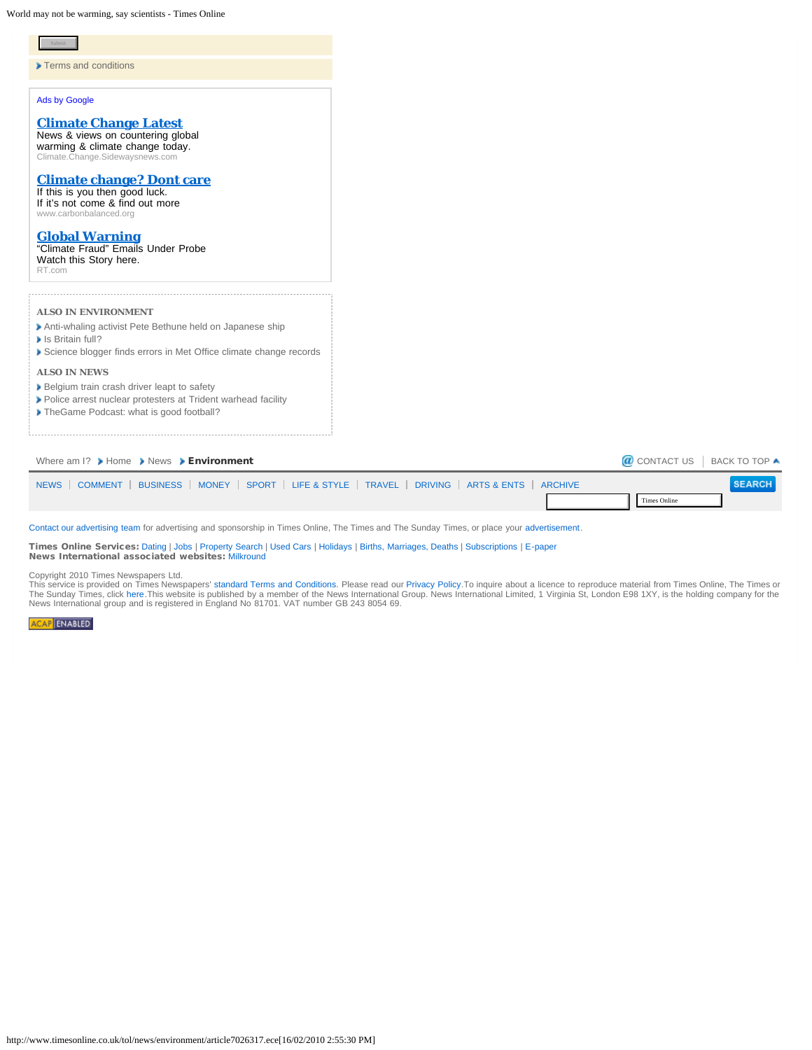Submit

Terms and conditions

Ads by Google

**Climate Change Latest**
News & views on countering global warming & climate change today.
Climate.Change.Sidewaysnews.com

**Climate change? Dont care**
If this is you then good luck.
If it's not come & find out more
www.carbonbalanced.org

**Global Warning**
"Climate Fraud" Emails Under Probe
Watch this Story here.
RT.com

**ALSO IN ENVIRONMENT**

- Anti-whaling activist Pete Bethune held on Japanese ship
- Is Britain full?
- Science blogger finds errors in Met Office climate change records

**ALSO IN NEWS**

- Belgium train crash driver leapt to safety
- Police arrest nuclear protesters at Trident warhead facility
- TheGame Podcast: what is good football?

Where am I? Home News **Environment**

CONTACT US | BACK TO TOP

NEWS | COMMENT | BUSINESS | MONEY | SPORT | LIFE & STYLE | TRAVEL | DRIVING | ARTS & ENTS | ARCHIVE

SEARCH
Times Online

Contact our advertising team for advertising and sponsorship in Times Online, The Times and The Sunday Times, or place your advertisement.

**Times Online Services:** Dating | Jobs | Property Search | Used Cars | Holidays | Births, Marriages, Deaths | Subscriptions | E-paper
**News International associated websites:** Milkround

Copyright 2010 Times Newspapers Ltd.
This service is provided on Times Newspapers' standard Terms and Conditions. Please read our Privacy Policy.To inquire about a licence to reproduce material from Times Online, The Times or The Sunday Times, click here.This website is published by a member of the News International Group. News International Limited, 1 Virginia St, London E98 1XY, is the holding company for the News International group and is registered in England No 81701. VAT number GB 243 8054 69.

ACAP ENABLED